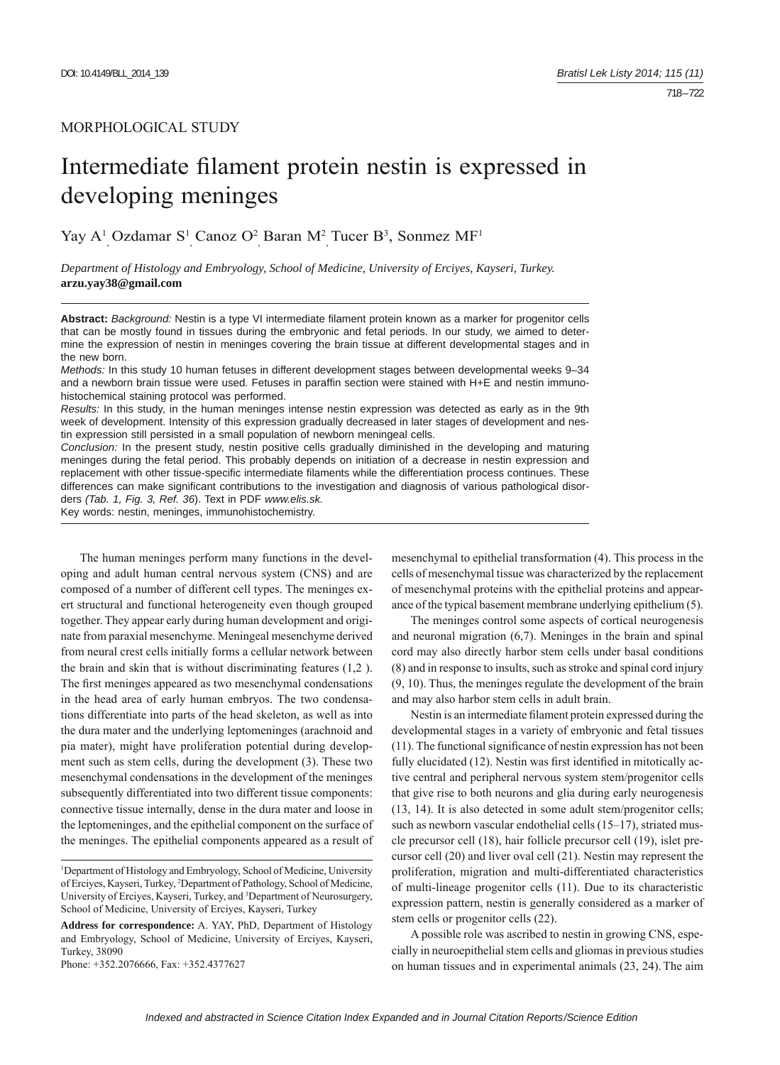MORPHOLOGICAL STUDY

# Intermediate filament protein nestin is expressed in developing meninges

Yay A[1], Ozdamar S[1], Canoz O[2], Baran M[2], Tucer B[3], Sonmez MF[1]

*Department of Histology and Embryology, School of Medicine, University of Erciyes, Kayseri, Turkey.*
**arzu.yay38@gmail.com**

---

**Abstract:** *Background:* Nestin is a type VI intermediate filament protein known as a marker for progenitor cells that can be mostly found in tissues during the embryonic and fetal periods. In our study, we aimed to determine the expression of nestin in meninges covering the brain tissue at different developmental stages and in the new born.

*Methods:* In this study 10 human fetuses in different development stages between developmental weeks 9–34 and a newborn brain tissue were used. Fetuses in paraffin section were stained with H+E and nestin immunohistochemical staining protocol was performed.

*Results:* In this study, in the human meninges intense nestin expression was detected as early as in the 9th week of development. Intensity of this expression gradually decreased in later stages of development and nestin expression still persisted in a small population of newborn meningeal cells.

*Conclusion:* In the present study, nestin positive cells gradually diminished in the developing and maturing meninges during the fetal period. This probably depends on initiation of a decrease in nestin expression and replacement with other tissue-specific intermediate filaments while the differentiation process continues. These differences can make significant contributions to the investigation and diagnosis of various pathological disorders *(Tab. 1, Fig. 3, Ref. 36)*. Text in PDF *www.elis.sk.*

Key words: nestin, meninges, immunohistochemistry.

---

The human meninges perform many functions in the developing and adult human central nervous system (CNS) and are composed of a number of different cell types. The meninges exert structural and functional heterogeneity even though grouped together. They appear early during human development and originate from paraxial mesenchyme. Meningeal mesenchyme derived from neural crest cells initially forms a cellular network between the brain and skin that is without discriminating features (1,2 ). The first meninges appeared as two mesenchymal condensations in the head area of early human embryos. The two condensations differentiate into parts of the head skeleton, as well as into the dura mater and the underlying leptomeninges (arachnoid and pia mater), might have proliferation potential during development such as stem cells, during the development (3). These two mesenchymal condensations in the development of the meninges subsequently differentiated into two different tissue components: connective tissue internally, dense in the dura mater and loose in the leptomeninges, and the epithelial component on the surface of the meninges. The epithelial components appeared as a result of mesenchymal to epithelial transformation (4). This process in the cells of mesenchymal tissue was characterized by the replacement of mesenchymal proteins with the epithelial proteins and appearance of the typical basement membrane underlying epithelium (5).

The meninges control some aspects of cortical neurogenesis and neuronal migration (6,7). Meninges in the brain and spinal cord may also directly harbor stem cells under basal conditions (8) and in response to insults, such as stroke and spinal cord injury (9, 10). Thus, the meninges regulate the development of the brain and may also harbor stem cells in adult brain.

Nestin is an intermediate filament protein expressed during the developmental stages in a variety of embryonic and fetal tissues (11). The functional significance of nestin expression has not been fully elucidated (12). Nestin was first identified in mitotically active central and peripheral nervous system stem/progenitor cells that give rise to both neurons and glia during early neurogenesis (13, 14). It is also detected in some adult stem/progenitor cells; such as newborn vascular endothelial cells (15–17), striated muscle precursor cell (18), hair follicle precursor cell (19), islet precursor cell (20) and liver oval cell (21). Nestin may represent the proliferation, migration and multi-differentiated characteristics of multi-lineage progenitor cells (11). Due to its characteristic expression pattern, nestin is generally considered as a marker of stem cells or progenitor cells (22).

A possible role was ascribed to nestin in growing CNS, especially in neuroepithelial stem cells and gliomas in previous studies on human tissues and in experimental animals (23, 24). The aim

---

[1]Department of Histology and Embryology, School of Medicine, University of Erciyes, Kayseri, Turkey, [2]Department of Pathology, School of Medicine, University of Erciyes, Kayseri, Turkey, and [3]Department of Neurosurgery, School of Medicine, University of Erciyes, Kayseri, Turkey

**Address for correspondence:** A. YAY, PhD, Department of Histology and Embryology, School of Medicine, University of Erciyes, Kayseri, Turkey, 38090

Phone: +352.2076666, Fax: +352.4377627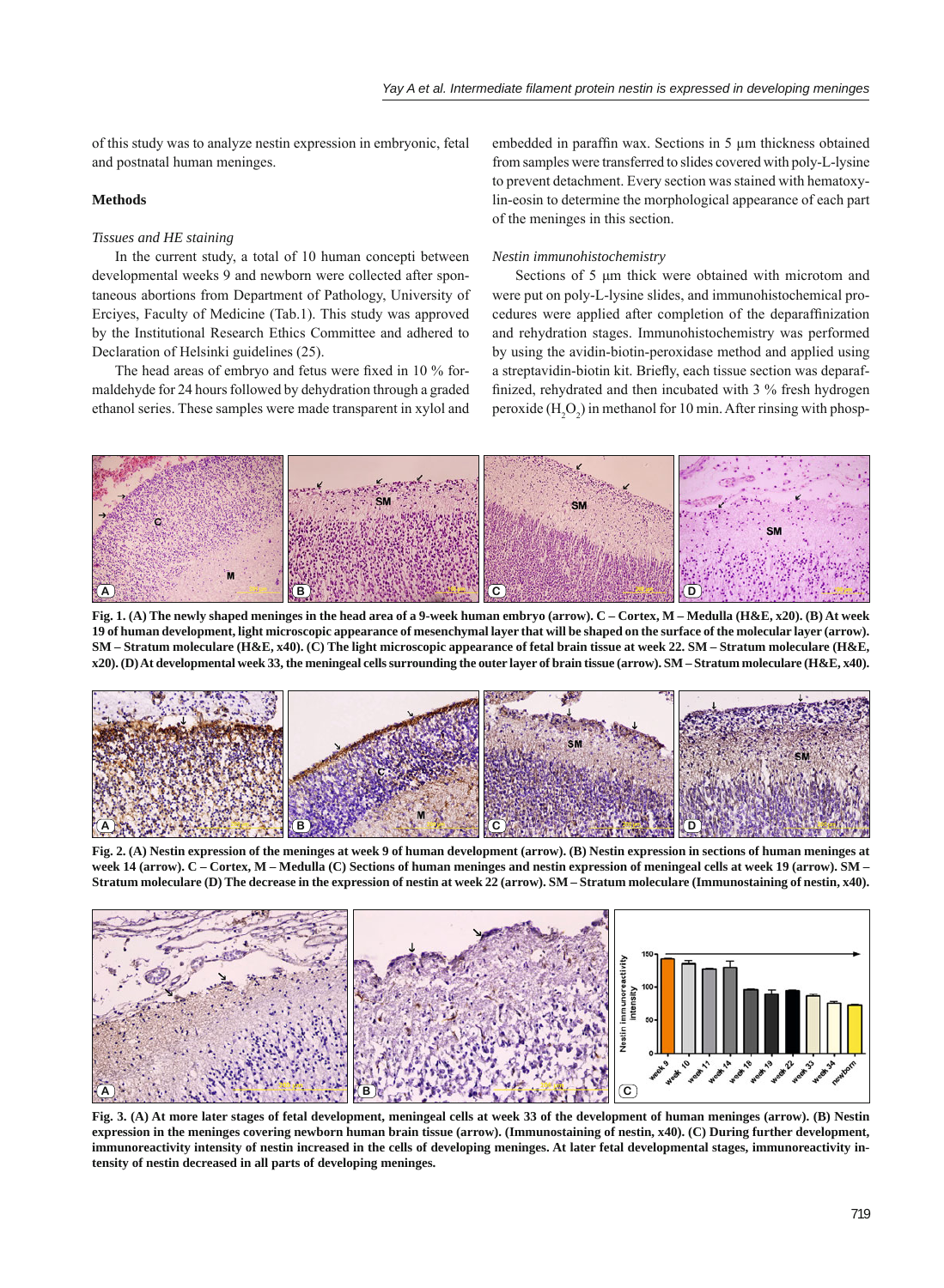of this study was to analyze nestin expression in embryonic, fetal and postnatal human meninges.

## Methods

### *Tissues and HE staining*

In the current study, a total of 10 human concepti between developmental weeks 9 and newborn were collected after spontaneous abortions from Department of Pathology, University of Erciyes, Faculty of Medicine (Tab.1). This study was approved by the Institutional Research Ethics Committee and adhered to Declaration of Helsinki guidelines (25).

The head areas of embryo and fetus were fixed in 10 % formaldehyde for 24 hours followed by dehydration through a graded ethanol series. These samples were made transparent in xylol and embedded in paraffin wax. Sections in 5 µm thickness obtained from samples were transferred to slides covered with poly-L-lysine to prevent detachment. Every section was stained with hematoxylin-eosin to determine the morphological appearance of each part of the meninges in this section.

### *Nestin immunohistochemistry*

Sections of 5 µm thick were obtained with microtom and were put on poly-L-lysine slides, and immunohistochemical procedures were applied after completion of the deparaffinization and rehydration stages. Immunohistochemistry was performed by using the avidin-biotin-peroxidase method and applied using a streptavidin-biotin kit. Briefly, each tissue section was deparaffinized, rehydrated and then incubated with 3 % fresh hydrogen peroxide ($H_2O_2$) in methanol for 10 min. After rinsing with phosp-

**Fig. 1. (A) The newly shaped meninges in the head area of a 9-week human embryo (arrow). C – Cortex, M – Medulla (H&E, x20). (B) At week 19 of human development, light microscopic appearance of mesenchymal layer that will be shaped on the surface of the molecular layer (arrow). SM – Stratum moleculare (H&E, x40). (C) The light microscopic appearance of fetal brain tissue at week 22. SM – Stratum moleculare (H&E, x20). (D) At developmental week 33, the meningeal cells surrounding the outer layer of brain tissue (arrow). SM – Stratum moleculare (H&E, x40).**

**Fig. 2. (A) Nestin expression of the meninges at week 9 of human development (arrow). (B) Nestin expression in sections of human meninges at week 14 (arrow). C – Cortex, M – Medulla (C) Sections of human meninges and nestin expression of meningeal cells at week 19 (arrow). SM – Stratum moleculare (D) The decrease in the expression of nestin at week 22 (arrow). SM – Stratum moleculare (Immunostaining of nestin, x40).**

**Fig. 3. (A) At more later stages of fetal development, meningeal cells at week 33 of the development of human meninges (arrow). (B) Nestin expression in the meninges covering newborn human brain tissue (arrow). (Immunostaining of nestin, x40). (C) During further development, immunoreactivity intensity of nestin increased in the cells of developing meninges. At later fetal developmental stages, immunoreactivity intensity of nestin decreased in all parts of developing meninges.**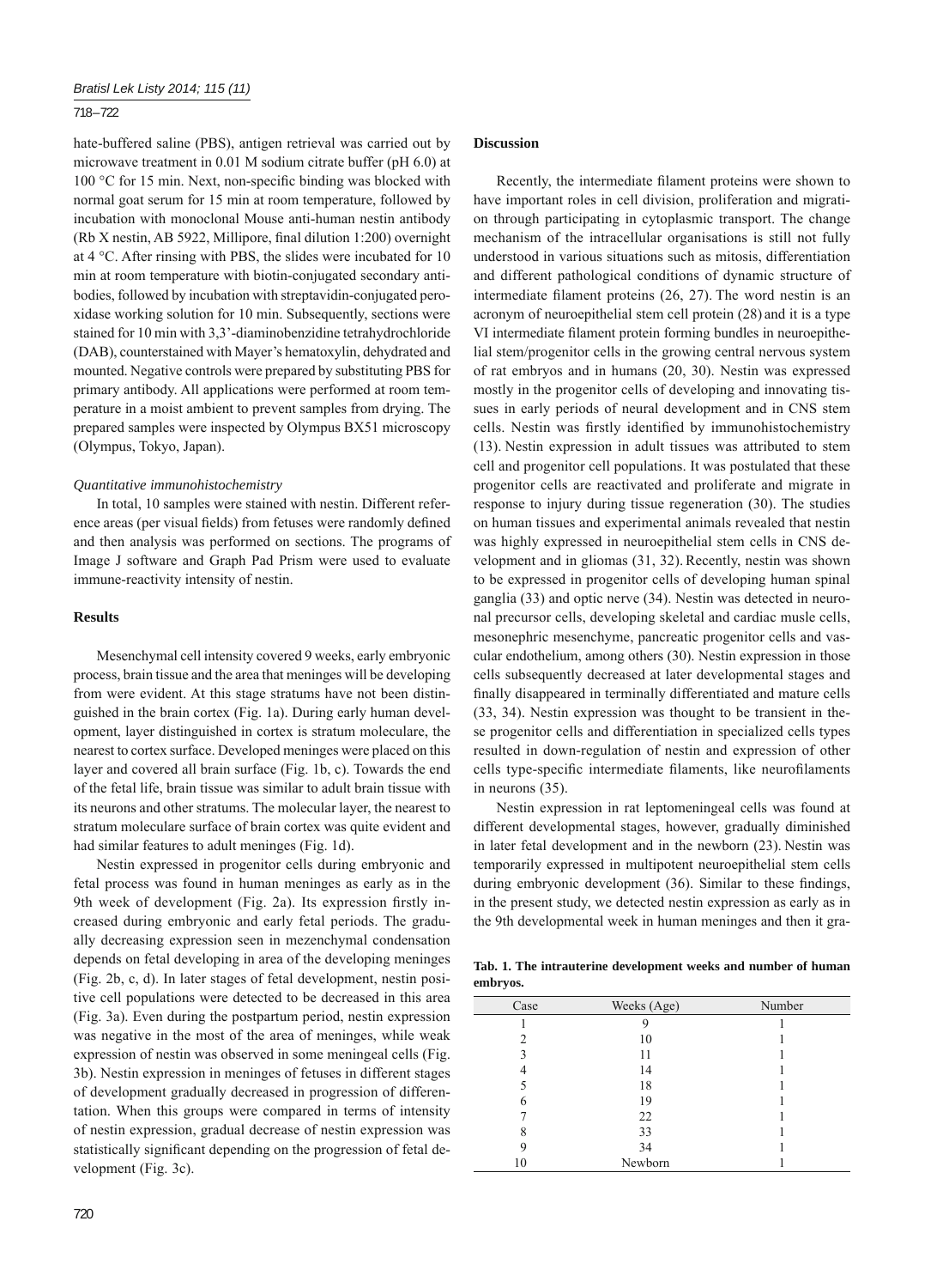hate-buffered saline (PBS), antigen retrieval was carried out by microwave treatment in 0.01 M sodium citrate buffer (pH 6.0) at 100 °C for 15 min. Next, non-specific binding was blocked with normal goat serum for 15 min at room temperature, followed by incubation with monoclonal Mouse anti-human nestin antibody (Rb X nestin, AB 5922, Millipore, final dilution 1:200) overnight at 4 °C. After rinsing with PBS, the slides were incubated for 10 min at room temperature with biotin-conjugated secondary antibodies, followed by incubation with streptavidin-conjugated peroxidase working solution for 10 min. Subsequently, sections were stained for 10 min with 3,3'-diaminobenzidine tetrahydrochloride (DAB), counterstained with Mayer's hematoxylin, dehydrated and mounted. Negative controls were prepared by substituting PBS for primary antibody. All applications were performed at room temperature in a moist ambient to prevent samples from drying. The prepared samples were inspected by Olympus BX51 microscopy (Olympus, Tokyo, Japan).

*Quantitative immunohistochemistry*

In total, 10 samples were stained with nestin. Different reference areas (per visual fields) from fetuses were randomly defined and then analysis was performed on sections. The programs of Image J software and Graph Pad Prism were used to evaluate immune-reactivity intensity of nestin.

## Results

Mesenchymal cell intensity covered 9 weeks, early embryonic process, brain tissue and the area that meninges will be developing from were evident. At this stage stratums have not been distinguished in the brain cortex (Fig. 1a). During early human development, layer distinguished in cortex is stratum moleculare, the nearest to cortex surface. Developed meninges were placed on this layer and covered all brain surface (Fig. 1b, c). Towards the end of the fetal life, brain tissue was similar to adult brain tissue with its neurons and other stratums. The molecular layer, the nearest to stratum moleculare surface of brain cortex was quite evident and had similar features to adult meninges (Fig. 1d).

Nestin expressed in progenitor cells during embryonic and fetal process was found in human meninges as early as in the 9th week of development (Fig. 2a). Its expression firstly increased during embryonic and early fetal periods. The gradually decreasing expression seen in mezenchymal condensation depends on fetal developing in area of the developing meninges (Fig. 2b, c, d). In later stages of fetal development, nestin positive cell populations were detected to be decreased in this area (Fig. 3a). Even during the postpartum period, nestin expression was negative in the most of the area of meninges, while weak expression of nestin was observed in some meningeal cells (Fig. 3b). Nestin expression in meninges of fetuses in different stages of development gradually decreased in progression of differentation. When this groups were compared in terms of intensity of nestin expression, gradual decrease of nestin expression was statistically significant depending on the progression of fetal development (Fig. 3c).

## Discussion

Recently, the intermediate filament proteins were shown to have important roles in cell division, proliferation and migration through participating in cytoplasmic transport. The change mechanism of the intracellular organisations is still not fully understood in various situations such as mitosis, differentiation and different pathological conditions of dynamic structure of intermediate filament proteins (26, 27). The word nestin is an acronym of neuroepithelial stem cell protein (28) and it is a type VI intermediate filament protein forming bundles in neuroepithelial stem/progenitor cells in the growing central nervous system of rat embryos and in humans (20, 30). Nestin was expressed mostly in the progenitor cells of developing and innovating tissues in early periods of neural development and in CNS stem cells. Nestin was firstly identified by immunohistochemistry (13). Nestin expression in adult tissues was attributed to stem cell and progenitor cell populations. It was postulated that these progenitor cells are reactivated and proliferate and migrate in response to injury during tissue regeneration (30). The studies on human tissues and experimental animals revealed that nestin was highly expressed in neuroepithelial stem cells in CNS development and in gliomas (31, 32). Recently, nestin was shown to be expressed in progenitor cells of developing human spinal ganglia (33) and optic nerve (34). Nestin was detected in neuronal precursor cells, developing skeletal and cardiac musle cells, mesonephric mesenchyme, pancreatic progenitor cells and vascular endothelium, among others (30). Nestin expression in those cells subsequently decreased at later developmental stages and finally disappeared in terminally differentiated and mature cells (33, 34). Nestin expression was thought to be transient in these progenitor cells and differentiation in specialized cells types resulted in down-regulation of nestin and expression of other cells type-specific intermediate filaments, like neurofilaments in neurons (35).

Nestin expression in rat leptomeningeal cells was found at different developmental stages, however, gradually diminished in later fetal development and in the newborn (23). Nestin was temporarily expressed in multipotent neuroepithelial stem cells during embryonic development (36). Similar to these findings, in the present study, we detected nestin expression as early as in the 9th developmental week in human meninges and then it gra-

**Tab. 1. The intrauterine development weeks and number of human embryos.**

| Case | Weeks (Age) | Number |
|---|---|---|
| 1 | 9 | 1 |
| 2 | 10 | 1 |
| 3 | 11 | 1 |
| 4 | 14 | 1 |
| 5 | 18 | 1 |
| 6 | 19 | 1 |
| 7 | 22 | 1 |
| 8 | 33 | 1 |
| 9 | 34 | 1 |
| 10 | Newborn | 1 |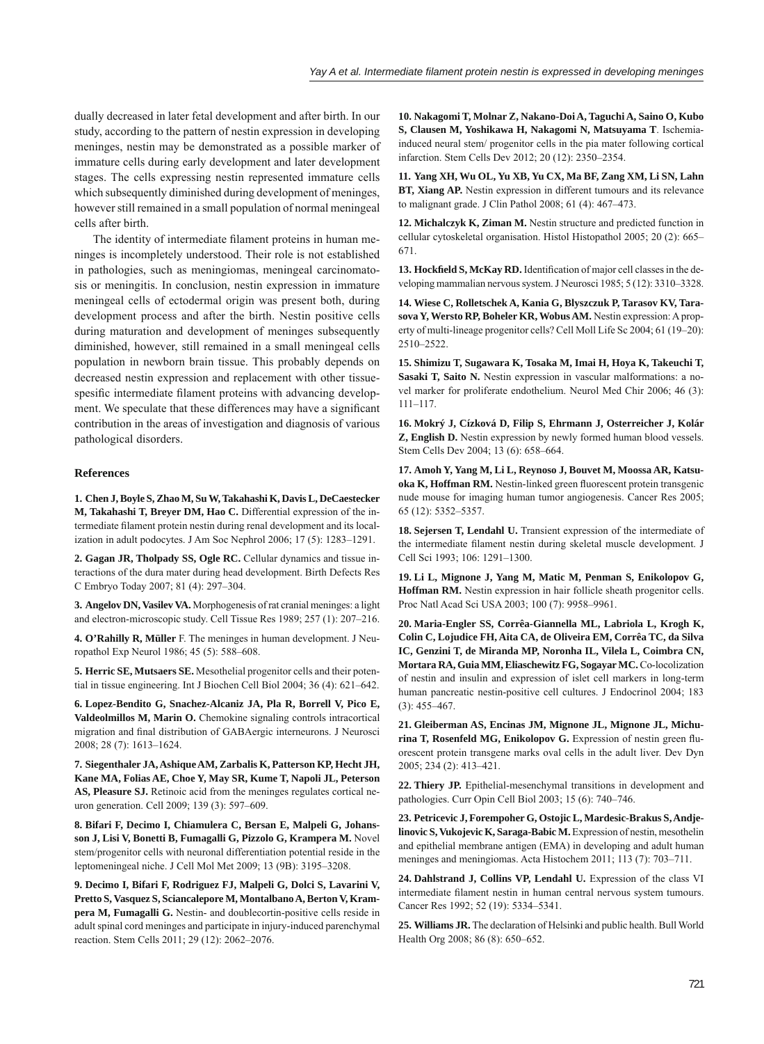dually decreased in later fetal development and after birth. In our study, according to the pattern of nestin expression in developing meninges, nestin may be demonstrated as a possible marker of immature cells during early development and later development stages. The cells expressing nestin represented immature cells which subsequently diminished during development of meninges, however still remained in a small population of normal meningeal cells after birth.

The identity of intermediate filament proteins in human meninges is incompletely understood. Their role is not established in pathologies, such as meningiomas, meningeal carcinomatosis or meningitis. In conclusion, nestin expression in immature meningeal cells of ectodermal origin was present both, during development process and after the birth. Nestin positive cells during maturation and development of meninges subsequently diminished, however, still remained in a small meningeal cells population in newborn brain tissue. This probably depends on decreased nestin expression and replacement with other tissue-spesific intermediate filament proteins with advancing development. We speculate that these differences may have a significant contribution in the areas of investigation and diagnosis of various pathological disorders.

## References

**1. Chen J, Boyle S, Zhao M, Su W, Takahashi K, Davis L, DeCaestecker M, Takahashi T, Breyer DM, Hao C.** Differential expression of the intermediate filament protein nestin during renal development and its localization in adult podocytes. J Am Soc Nephrol 2006; 17 (5): 1283–1291.

**2. Gagan JR, Tholpady SS, Ogle RC.** Cellular dynamics and tissue interactions of the dura mater during head development. Birth Defects Res C Embryo Today 2007; 81 (4): 297–304.

**3. Angelov DN, Vasilev VA.** Morphogenesis of rat cranial meninges: a light and electron-microscopic study. Cell Tissue Res 1989; 257 (1): 207–216.

**4. O'Rahilly R, Müller** F. The meninges in human development. J Neuropathol Exp Neurol 1986; 45 (5): 588–608.

**5. Herric SE, Mutsaers SE.** Mesothelial progenitor cells and their potential in tissue engineering. Int J Biochen Cell Biol 2004; 36 (4): 621–642.

**6. Lopez-Bendito G, Snachez-Alcaniz JA, Pla R, Borrell V, Pico E, Valdeolmillos M, Marin O.** Chemokine signaling controls intracortical migration and final distribution of GABAergic interneurons. J Neurosci 2008; 28 (7): 1613–1624.

**7. Siegenthaler JA, Ashique AM, Zarbalis K, Patterson KP, Hecht JH, Kane MA, Folias AE, Choe Y, May SR, Kume T, Napoli JL, Peterson AS, Pleasure SJ.** Retinoic acid from the meninges regulates cortical neuron generation. Cell 2009; 139 (3): 597–609.

**8. Bifari F, Decimo I, Chiamulera C, Bersan E, Malpeli G, Johansson J, Lisi V, Bonetti B, Fumagalli G, Pizzolo G, Krampera M.** Novel stem/progenitor cells with neuronal differentiation potential reside in the leptomeningeal niche. J Cell Mol Met 2009; 13 (9B): 3195–3208.

**9. Decimo I, Bifari F, Rodriguez FJ, Malpeli G, Dolci S, Lavarini V, Pretto S, Vasquez S, Sciancalepore M, Montalbano A, Berton V, Krampera M, Fumagalli G.** Nestin- and doublecortin-positive cells reside in adult spinal cord meninges and participate in injury-induced parenchymal reaction. Stem Cells 2011; 29 (12): 2062–2076.

**10. Nakagomi T, Molnar Z, Nakano-Doi A, Taguchi A, Saino O, Kubo S, Clausen M, Yoshikawa H, Nakagomi N, Matsuyama T**. Ischemia-induced neural stem/ progenitor cells in the pia mater following cortical infarction. Stem Cells Dev 2012; 20 (12): 2350–2354.

**11. Yang XH, Wu OL, Yu XB, Yu CX, Ma BF, Zang XM, Li SN, Lahn BT, Xiang AP.** Nestin expression in different tumours and its relevance to malignant grade. J Clin Pathol 2008; 61 (4): 467–473.

**12. Michalczyk K, Ziman M.** Nestin structure and predicted function in cellular cytoskeletal organisation. Histol Histopathol 2005; 20 (2): 665–671.

**13. Hockfield S, McKay RD.** Identification of major cell classes in the developing mammalian nervous system. J Neurosci 1985; 5 (12): 3310–3328.

**14. Wiese C, Rolletschek A, Kania G, Blyszczuk P, Tarasov KV, Tarasova Y, Wersto RP, Boheler KR, Wobus AM.** Nestin expression: A property of multi-lineage progenitor cells? Cell Moll Life Sc 2004; 61 (19–20): 2510–2522.

**15. Shimizu T, Sugawara K, Tosaka M, Imai H, Hoya K, Takeuchi T, Sasaki T, Saito N.** Nestin expression in vascular malformations: a novel marker for proliferate endothelium. Neurol Med Chir 2006; 46 (3): 111–117.

**16. Mokrý J, Cízková D, Filip S, Ehrmann J, Osterreicher J, Kolár Z, English D.** Nestin expression by newly formed human blood vessels. Stem Cells Dev 2004; 13 (6): 658–664.

**17. Amoh Y, Yang M, Li L, Reynoso J, Bouvet M, Moossa AR, Katsuoka K, Hoffman RM.** Nestin-linked green fluorescent protein transgenic nude mouse for imaging human tumor angiogenesis. Cancer Res 2005; 65 (12): 5352–5357.

**18. Sejersen T, Lendahl U.** Transient expression of the intermediate of the intermediate filament nestin during skeletal muscle development. J Cell Sci 1993; 106: 1291–1300.

**19. Li L, Mignone J, Yang M, Matic M, Penman S, Enikolopov G, Hoffman RM.** Nestin expression in hair follicle sheath progenitor cells. Proc Natl Acad Sci USA 2003; 100 (7): 9958–9961.

**20. Maria-Engler SS, Corrêa-Giannella ML, Labriola L, Krogh K, Colin C, Lojudice FH, Aita CA, de Oliveira EM, Corrêa TC, da Silva IC, Genzini T, de Miranda MP, Noronha IL, Vilela L, Coimbra CN, Mortara RA, Guia MM, Eliaschewitz FG, Sogayar MC.** Co-locolization of nestin and insulin and expression of islet cell markers in long-term human pancreatic nestin-positive cell cultures. J Endocrinol 2004; 183 (3): 455–467.

**21. Gleiberman AS, Encinas JM, Mignone JL, Mignone JL, Michurina T, Rosenfeld MG, Enikolopov G.** Expression of nestin green fluorescent protein transgene marks oval cells in the adult liver. Dev Dyn 2005; 234 (2): 413–421.

**22. Thiery JP.** Epithelial-mesenchymal transitions in development and pathologies. Curr Opin Cell Biol 2003; 15 (6): 740–746.

**23. Petricevic J, Forempoher G, Ostojic L, Mardesic-Brakus S, Andjelinovic S, Vukojevic K, Saraga-Babic M.** Expression of nestin, mesothelin and epithelial membrane antigen (EMA) in developing and adult human meninges and meningiomas. Acta Histochem 2011; 113 (7): 703–711.

**24. Dahlstrand J, Collins VP, Lendahl U.** Expression of the class VI intermediate filament nestin in human central nervous system tumours. Cancer Res 1992; 52 (19): 5334–5341.

**25. Williams JR.** The declaration of Helsinki and public health. Bull World Health Org 2008; 86 (8): 650–652.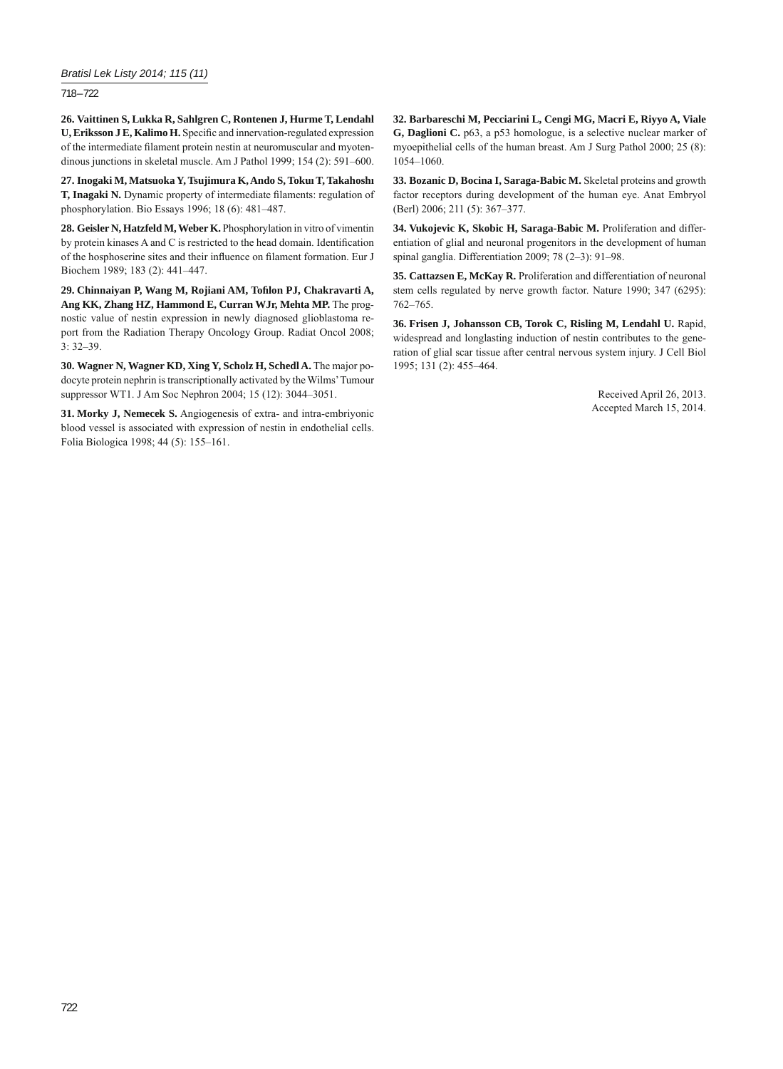**26. Vaittinen S, Lukka R, Sahlgren C, Rontenen J, Hurme T, Lendahl U, Eriksson J E, Kalimo H.** Specific and innervation-regulated expression of the intermediate filament protein nestin at neuromuscular and myotendinous junctions in skeletal muscle. Am J Pathol 1999; 154 (2): 591–600.

**27. Inogaki M, Matsuoka Y, Tsujimura K, Ando S, Tokuı T, Takahoshı T, Inagaki N.** Dynamic property of intermediate filaments: regulation of phosphorylation. Bio Essays 1996; 18 (6): 481–487.

**28. Geisler N, Hatzfeld M, Weber K.** Phosphorylation in vitro of vimentin by protein kinases A and C is restricted to the head domain. Identification of the hosphoserine sites and their influence on filament formation. Eur J Biochem 1989; 183 (2): 441–447.

**29. Chinnaiyan P, Wang M, Rojiani AM, Tofilon PJ, Chakravarti A, Ang KK, Zhang HZ, Hammond E, Curran WJr, Mehta MP.** The prognostic value of nestin expression in newly diagnosed glioblastoma report from the Radiation Therapy Oncology Group. Radiat Oncol 2008; 3: 32–39.

**30. Wagner N, Wagner KD, Xing Y, Scholz H, Schedl A.** The major podocyte protein nephrin is transcriptionally activated by the Wilms' Tumour suppressor WT1. J Am Soc Nephron 2004; 15 (12): 3044–3051.

**31. Morky J, Nemecek S.** Angiogenesis of extra- and intra-embriyonic blood vessel is associated with expression of nestin in endothelial cells. Folia Biologica 1998; 44 (5): 155–161.

**32. Barbareschi M, Pecciarini L, Cengi MG, Macri E, Riyyo A, Viale G, Daglioni C.** p63, a p53 homologue, is a selective nuclear marker of myoepithelial cells of the human breast. Am J Surg Pathol 2000; 25 (8): 1054–1060.

**33. Bozanic D, Bocina I, Saraga-Babic M.** Skeletal proteins and growth factor receptors during development of the human eye. Anat Embryol (Berl) 2006; 211 (5): 367–377.

**34. Vukojevic K, Skobic H, Saraga-Babic M.** Proliferation and differentiation of glial and neuronal progenitors in the development of human spinal ganglia. Differentiation 2009; 78 (2–3): 91–98.

**35. Cattazsen E, McKay R.** Proliferation and differentiation of neuronal stem cells regulated by nerve growth factor. Nature 1990; 347 (6295): 762–765.

**36. Frisen J, Johansson CB, Torok C, Risling M, Lendahl U.** Rapid, widespread and longlasting induction of nestin contributes to the generation of glial scar tissue after central nervous system injury. J Cell Biol 1995; 131 (2): 455–464.

Received April 26, 2013.
Accepted March 15, 2014.